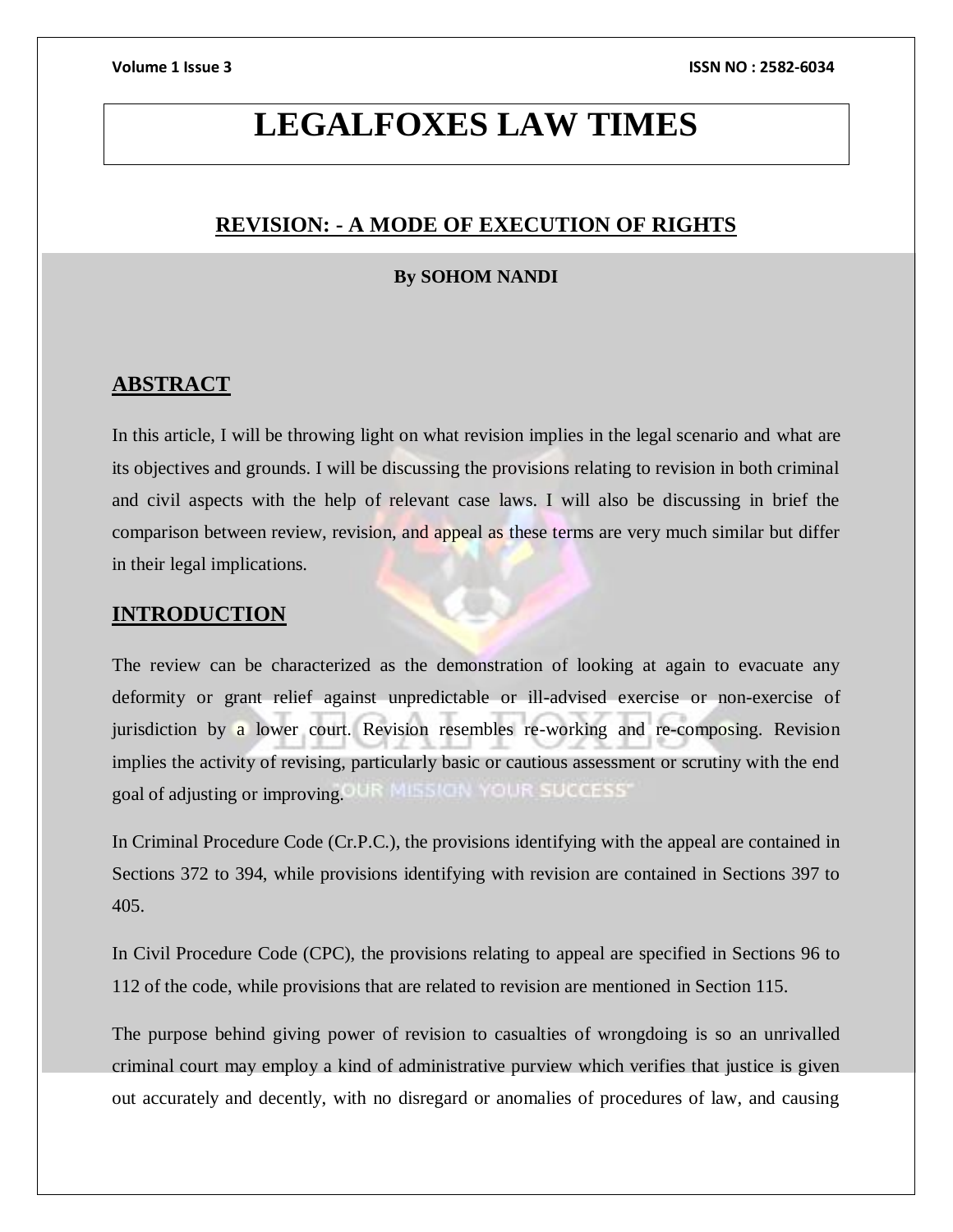# LEGALFOXES LAW TIMES

## REVISION: - A MODE OF EXECUTION OF RIGHTS

**By SOHOM NANDI**

## ABSTRACT

In this article, I will be throwing light on what revision implies in the legal scenario and what are its objectives and grounds. I will be discussing the provisions relating to revision in both criminal and civil aspects with the help of relevant case laws. I will also be discussing in brief the comparison between review, revision, and appeal as these terms are very much similar but differ in their legal implications.

## INTRODUCTION

The review can be characterized as the demonstration of looking at again to evacuate any deformity or grant relief against unpredictable or ill-advised exercise or non-exercise of jurisdiction by a lower court. Revision resembles re-working and re-composing. Revision implies the activity of revising, particularly basic or cautious assessment or scrutiny with the end goal of adjusting or improving.

In Criminal Procedure Code (Cr.P.C.), the provisions identifying with the appeal are contained in Sections 372 to 394, while provisions identifying with revision are contained in Sections 397 to 405.

In Civil Procedure Code (CPC), the provisions relating to appeal are specified in Sections 96 to 112 of the code, while provisions that are related to revision are mentioned in Section 115.

The purpose behind giving power of revision to casualties of wrongdoing is so an unrivalled criminal court may employ a kind of administrative purview which verifies that justice is given out accurately and decently, with no disregard or anomalies of procedures of law, and causing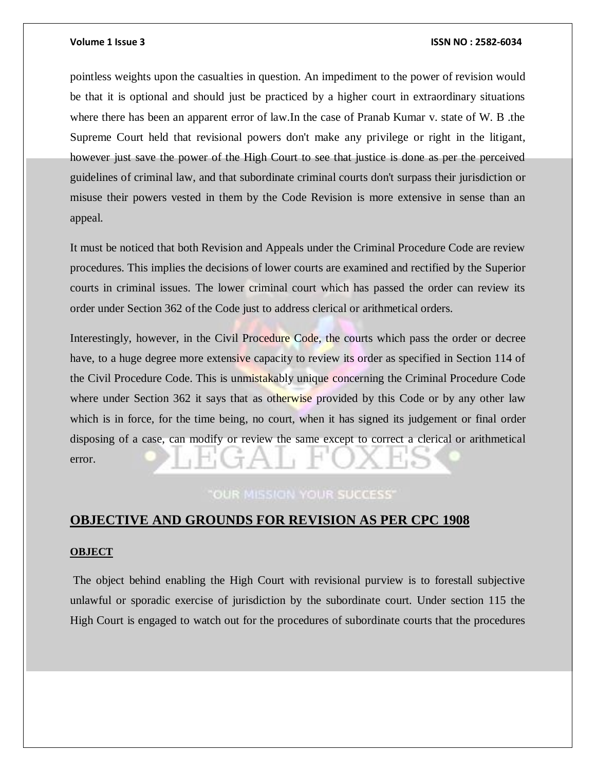pointless weights upon the casualties in question. An impediment to the power of revision would be that it is optional and should just be practiced by a higher court in extraordinary situations where there has been an apparent error of law.In the case of Pranab Kumar v. state of W. B .the Supreme Court held that revisional powers don't make any privilege or right in the litigant, however just save the power of the High Court to see that justice is done as per the perceived guidelines of criminal law, and that subordinate criminal courts don't surpass their jurisdiction or misuse their powers vested in them by the Code Revision is more extensive in sense than an appeal.

It must be noticed that both Revision and Appeals under the Criminal Procedure Code are review procedures. This implies the decisions of lower courts are examined and rectified by the Superior courts in criminal issues. The lower criminal court which has passed the order can review its order under Section 362 of the Code just to address clerical or arithmetical orders.

Interestingly, however, in the Civil Procedure Code, the courts which pass the order or decree have, to a huge degree more extensive capacity to review its order as specified in Section 114 of the Civil Procedure Code. This is unmistakably unique concerning the Criminal Procedure Code where under Section 362 it says that as otherwise provided by this Code or by any other law which is in force, for the time being, no court, when it has signed its judgement or final order disposing of a case, can modify or review the same except to correct a clerical or arithmetical error.

## OBJECTIVE AND GROUNDS FOR REVISION AS PER CPC 1908

### OBJECT

The object behind enabling the High Court with revisional purview is to forestall subjective unlawful or sporadic exercise of jurisdiction by the subordinate court. Under section 115 the High Court is engaged to watch out for the procedures of subordinate courts that the procedures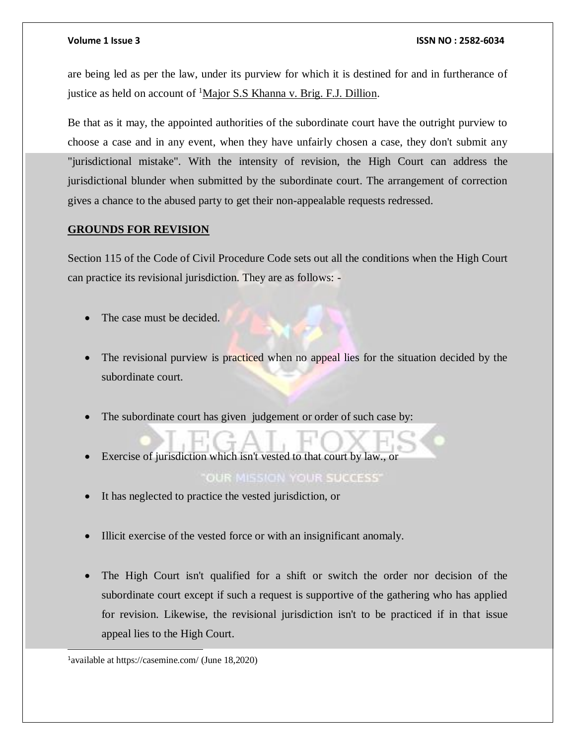are being led as per the law, under its purview for which it is destined for and in furtherance of justice as held on account of [1]Major S.S Khanna v. Brig. F.J. Dillion.

Be that as it may, the appointed authorities of the subordinate court have the outright purview to choose a case and in any event, when they have unfairly chosen a case, they don't submit any "jurisdictional mistake". With the intensity of revision, the High Court can address the jurisdictional blunder when submitted by the subordinate court. The arrangement of correction gives a chance to the abused party to get their non-appealable requests redressed.

## GROUNDS FOR REVISION

Section 115 of the Code of Civil Procedure Code sets out all the conditions when the High Court can practice its revisional jurisdiction. They are as follows: -

- The case must be decided.
- The revisional purview is practiced when no appeal lies for the situation decided by the subordinate court.
- The subordinate court has given judgement or order of such case by:
- Exercise of jurisdiction which isn't vested to that court by law., or
- It has neglected to practice the vested jurisdiction, or
- Illicit exercise of the vested force or with an insignificant anomaly.
- The High Court isn't qualified for a shift or switch the order nor decision of the subordinate court except if such a request is supportive of the gathering who has applied for revision. Likewise, the revisional jurisdiction isn't to be practiced if in that issue appeal lies to the High Court.

---

[1]available at https://casemine.com/ (June 18,2020)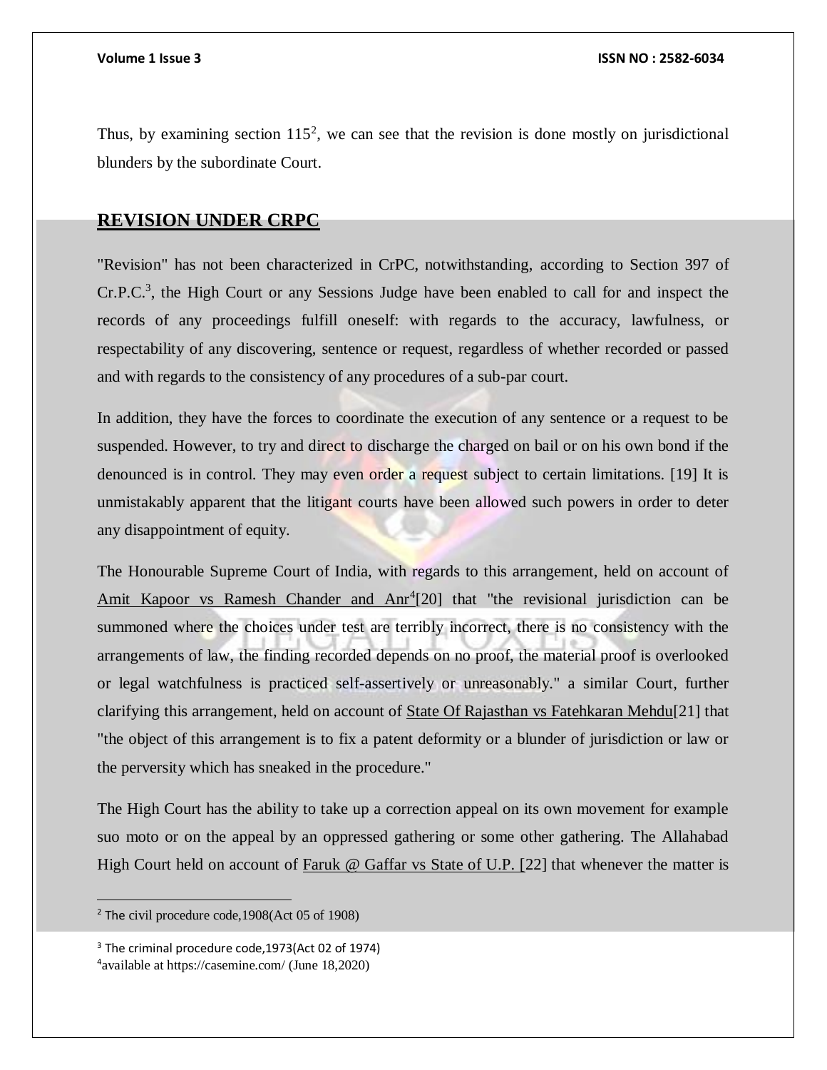Thus, by examining section 115[2], we can see that the revision is done mostly on jurisdictional blunders by the subordinate Court.

## REVISION UNDER CRPC

"Revision" has not been characterized in CrPC, notwithstanding, according to Section 397 of Cr.P.C.[3], the High Court or any Sessions Judge have been enabled to call for and inspect the records of any proceedings fulfill oneself: with regards to the accuracy, lawfulness, or respectability of any discovering, sentence or request, regardless of whether recorded or passed and with regards to the consistency of any procedures of a sub-par court.

In addition, they have the forces to coordinate the execution of any sentence or a request to be suspended. However, to try and direct to discharge the charged on bail or on his own bond if the denounced is in control. They may even order a request subject to certain limitations. [19] It is unmistakably apparent that the litigant courts have been allowed such powers in order to deter any disappointment of equity.

The Honourable Supreme Court of India, with regards to this arrangement, held on account of Amit Kapoor vs Ramesh Chander and Anr[4][20] that "the revisional jurisdiction can be summoned where the choices under test are terribly incorrect, there is no consistency with the arrangements of law, the finding recorded depends on no proof, the material proof is overlooked or legal watchfulness is practiced self-assertively or unreasonably." a similar Court, further clarifying this arrangement, held on account of State Of Rajasthan vs Fatehkaran Mehdu[21] that "the object of this arrangement is to fix a patent deformity or a blunder of jurisdiction or law or the perversity which has sneaked in the procedure."

The High Court has the ability to take up a correction appeal on its own movement for example suo moto or on the appeal by an oppressed gathering or some other gathering. The Allahabad High Court held on account of Faruk @ Gaffar vs State of U.P. [22] that whenever the matter is

---

[2] The civil procedure code,1908(Act 05 of 1908)

[3] The criminal procedure code,1973(Act 02 of 1974)

[4] available at https://casemine.com/ (June 18,2020)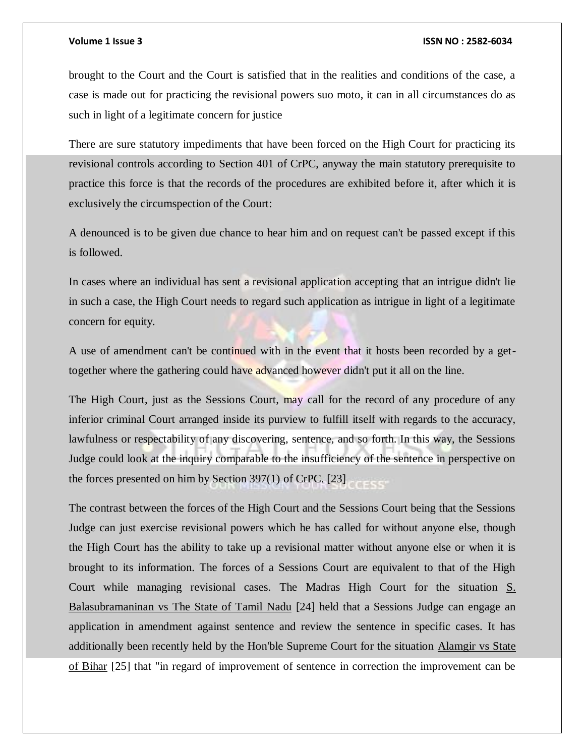brought to the Court and the Court is satisfied that in the realities and conditions of the case, a case is made out for practicing the revisional powers suo moto, it can in all circumstances do as such in light of a legitimate concern for justice

There are sure statutory impediments that have been forced on the High Court for practicing its revisional controls according to Section 401 of CrPC, anyway the main statutory prerequisite to practice this force is that the records of the procedures are exhibited before it, after which it is exclusively the circumspection of the Court:

A denounced is to be given due chance to hear him and on request can't be passed except if this is followed.

In cases where an individual has sent a revisional application accepting that an intrigue didn't lie in such a case, the High Court needs to regard such application as intrigue in light of a legitimate concern for equity.

A use of amendment can't be continued with in the event that it hosts been recorded by a get-together where the gathering could have advanced however didn't put it all on the line.

The High Court, just as the Sessions Court, may call for the record of any procedure of any inferior criminal Court arranged inside its purview to fulfill itself with regards to the accuracy, lawfulness or respectability of any discovering, sentence, and so forth. In this way, the Sessions Judge could look at the inquiry comparable to the insufficiency of the sentence in perspective on the forces presented on him by Section 397(1) of CrPC. [23]

The contrast between the forces of the High Court and the Sessions Court being that the Sessions Judge can just exercise revisional powers which he has called for without anyone else, though the High Court has the ability to take up a revisional matter without anyone else or when it is brought to its information. The forces of a Sessions Court are equivalent to that of the High Court while managing revisional cases. The Madras High Court for the situation S. Balasubramaninan vs The State of Tamil Nadu [24] held that a Sessions Judge can engage an application in amendment against sentence and review the sentence in specific cases. It has additionally been recently held by the Hon'ble Supreme Court for the situation Alamgir vs State of Bihar [25] that "in regard of improvement of sentence in correction the improvement can be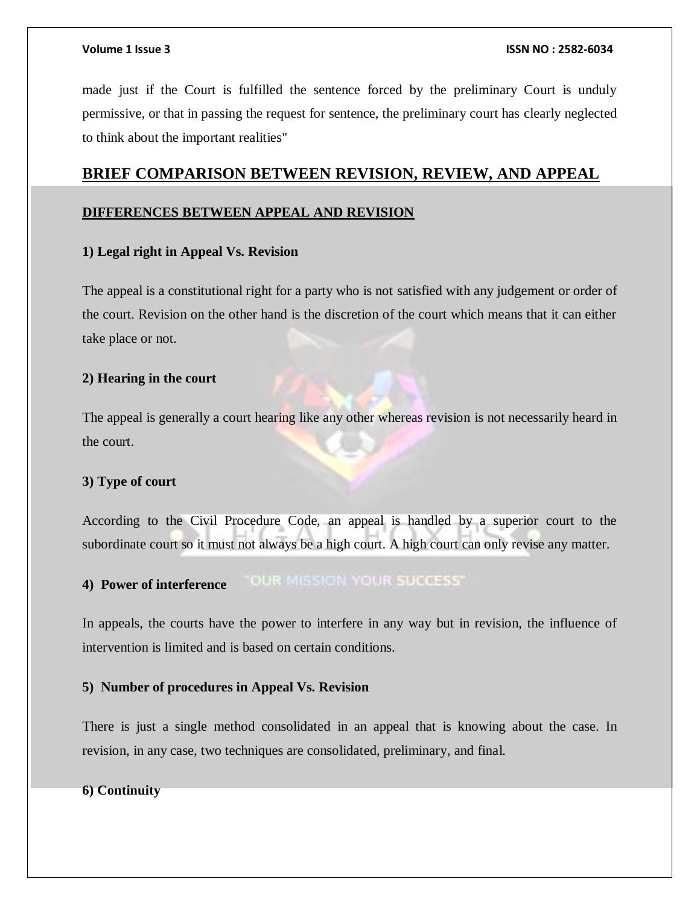made just if the Court is fulfilled the sentence forced by the preliminary Court is unduly permissive, or that in passing the request for sentence, the preliminary court has clearly neglected to think about the important realities"

## BRIEF COMPARISON BETWEEN REVISION, REVIEW, AND APPEAL

### DIFFERENCES BETWEEN APPEAL AND REVISION

**1) Legal right in Appeal Vs. Revision**

The appeal is a constitutional right for a party who is not satisfied with any judgement or order of the court. Revision on the other hand is the discretion of the court which means that it can either take place or not.

**2) Hearing in the court**

The appeal is generally a court hearing like any other whereas revision is not necessarily heard in the court.

**3) Type of court**

According to the Civil Procedure Code, an appeal is handled by a superior court to the subordinate court so it must not always be a high court. A high court can only revise any matter.

**4) Power of interference**

In appeals, the courts have the power to interfere in any way but in revision, the influence of intervention is limited and is based on certain conditions.

**5) Number of procedures in Appeal Vs. Revision**

There is just a single method consolidated in an appeal that is knowing about the case. In revision, in any case, two techniques are consolidated, preliminary, and final.

**6) Continuity**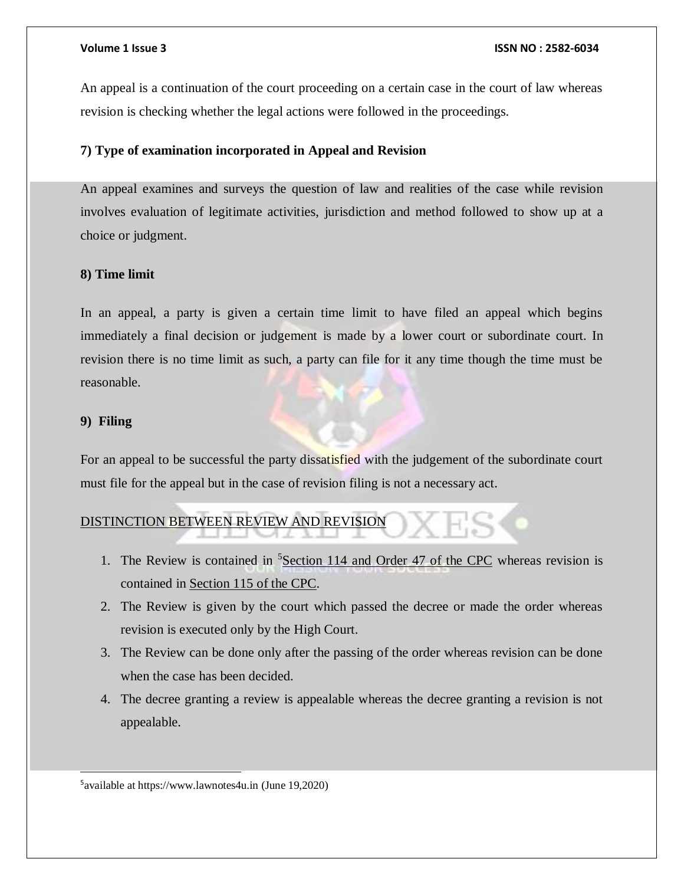An appeal is a continuation of the court proceeding on a certain case in the court of law whereas revision is checking whether the legal actions were followed in the proceedings.

**7) Type of examination incorporated in Appeal and Revision**

An appeal examines and surveys the question of law and realities of the case while revision involves evaluation of legitimate activities, jurisdiction and method followed to show up at a choice or judgment.

**8) Time limit**

In an appeal, a party is given a certain time limit to have filed an appeal which begins immediately a final decision or judgement is made by a lower court or subordinate court. In revision there is no time limit as such, a party can file for it any time though the time must be reasonable.

**9) Filing**

For an appeal to be successful the party dissatisfied with the judgement of the subordinate court must file for the appeal but in the case of revision filing is not a necessary act.

DISTINCTION BETWEEN REVIEW AND REVISION

1. The Review is contained in [5]Section 114 and Order 47 of the CPC whereas revision is contained in Section 115 of the CPC.
2. The Review is given by the court which passed the decree or made the order whereas revision is executed only by the High Court.
3. The Review can be done only after the passing of the order whereas revision can be done when the case has been decided.
4. The decree granting a review is appealable whereas the decree granting a revision is not appealable.

---

[5]available at https://www.lawnotes4u.in (June 19,2020)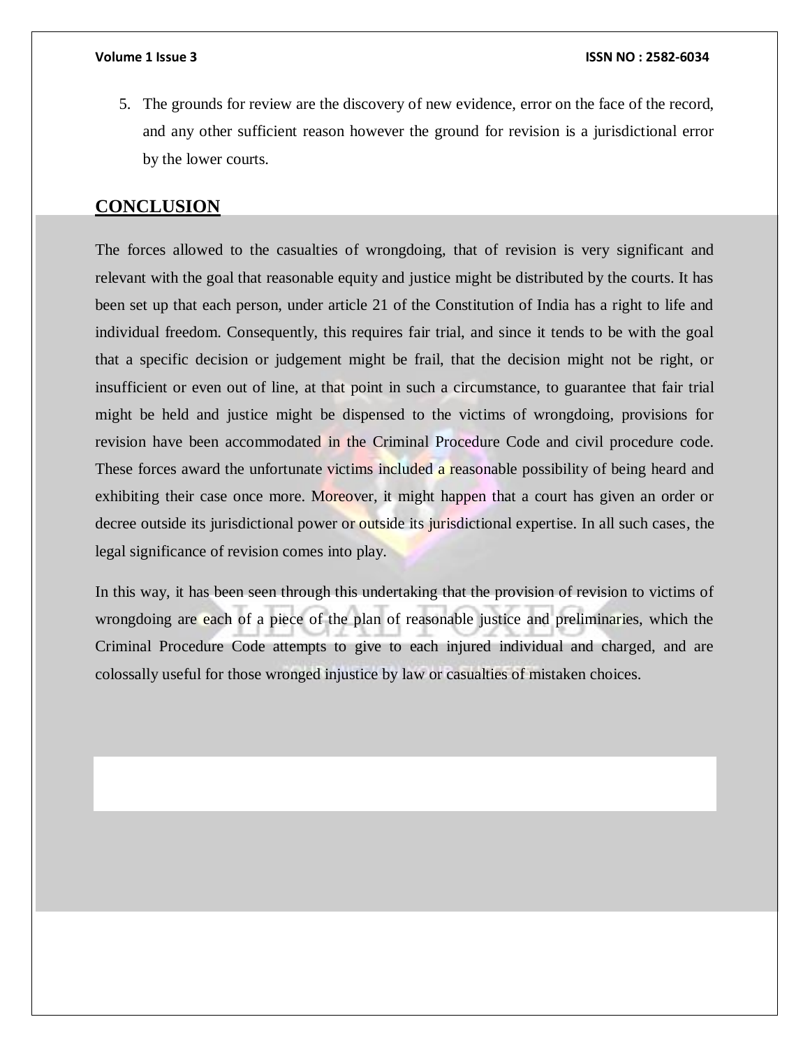5. The grounds for review are the discovery of new evidence, error on the face of the record, and any other sufficient reason however the ground for revision is a jurisdictional error by the lower courts.

## CONCLUSION

The forces allowed to the casualties of wrongdoing, that of revision is very significant and relevant with the goal that reasonable equity and justice might be distributed by the courts. It has been set up that each person, under article 21 of the Constitution of India has a right to life and individual freedom. Consequently, this requires fair trial, and since it tends to be with the goal that a specific decision or judgement might be frail, that the decision might not be right, or insufficient or even out of line, at that point in such a circumstance, to guarantee that fair trial might be held and justice might be dispensed to the victims of wrongdoing, provisions for revision have been accommodated in the Criminal Procedure Code and civil procedure code. These forces award the unfortunate victims included a reasonable possibility of being heard and exhibiting their case once more. Moreover, it might happen that a court has given an order or decree outside its jurisdictional power or outside its jurisdictional expertise. In all such cases, the legal significance of revision comes into play.

In this way, it has been seen through this undertaking that the provision of revision to victims of wrongdoing are each of a piece of the plan of reasonable justice and preliminaries, which the Criminal Procedure Code attempts to give to each injured individual and charged, and are colossally useful for those wronged injustice by law or casualties of mistaken choices.